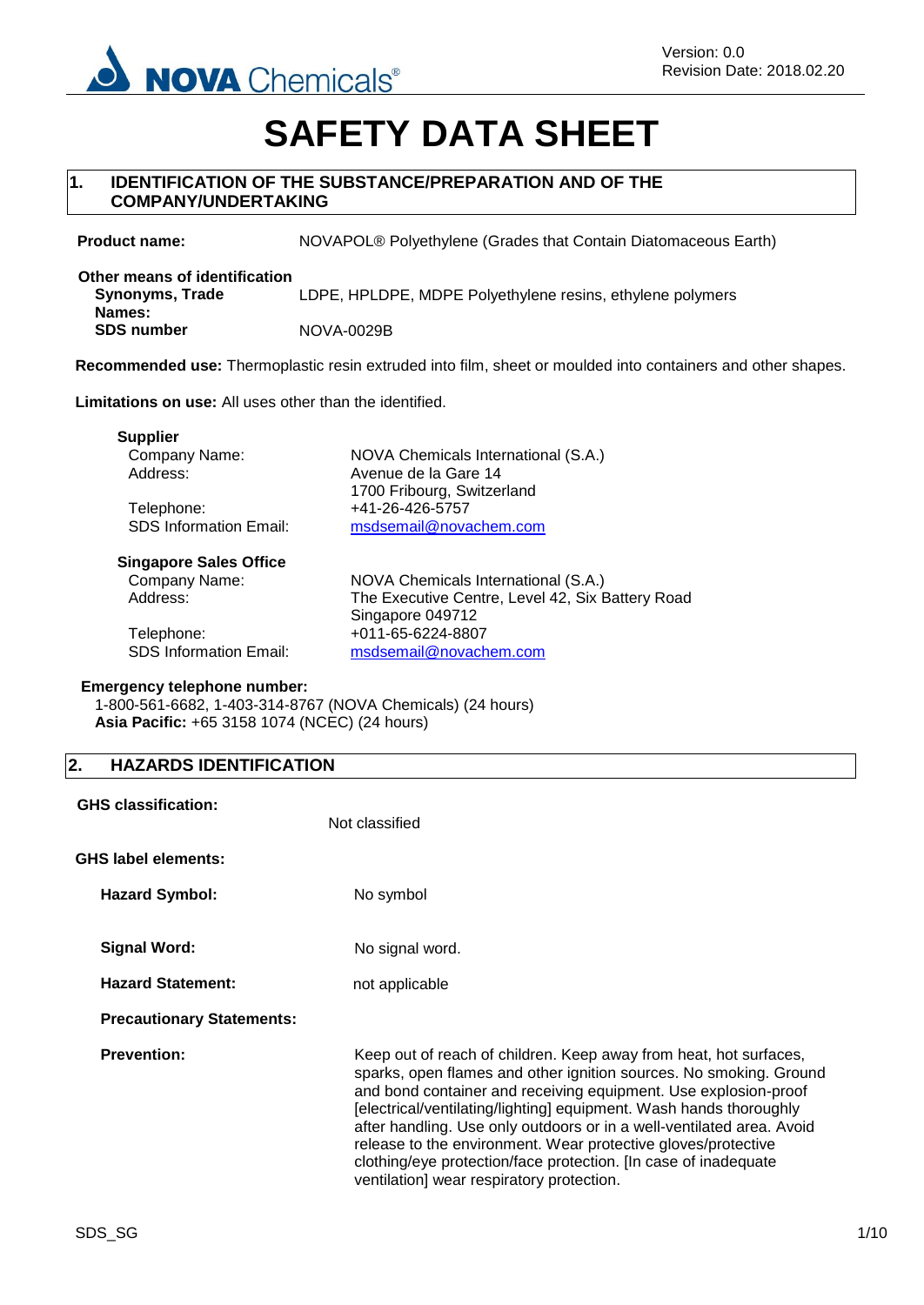# SAFETY DATA SHEET

## 1. IDENTIFICATION OF THE SUBSTANCE/PREPARATION AND OF THE COMPANY/UNDERTAKING

**Product name:** NOVAPOL® Polyethylene (Grades that Contain Diatomaceous Earth)

**Other means of identification**

**Synonyms, Trade Names:** LDPE, HPLDPE, MDPE Polyethylene resins, ethylene polymers

**SDS number** NOVA-0029B

**Recommended use:** Thermoplastic resin extruded into film, sheet or moulded into containers and other shapes.

**Limitations on use:** All uses other than the identified.

**Supplier**

Company Name: NOVA Chemicals International (S.A.)
Address: Avenue de la Gare 14
1700 Fribourg, Switzerland
Telephone: +41-26-426-5757
SDS Information Email: msdsemail@novachem.com

**Singapore Sales Office**

Company Name: NOVA Chemicals International (S.A.)
Address: The Executive Centre, Level 42, Six Battery Road
Singapore 049712
Telephone: +011-65-6224-8807
SDS Information Email: msdsemail@novachem.com

**Emergency telephone number:**
1-800-561-6682, 1-403-314-8767 (NOVA Chemicals) (24 hours)
**Asia Pacific:** +65 3158 1074 (NCEC) (24 hours)

## 2. HAZARDS IDENTIFICATION

**GHS classification:** Not classified

**GHS label elements:**

**Hazard Symbol:** No symbol

**Signal Word:** No signal word.

**Hazard Statement:** not applicable

**Precautionary Statements:**

**Prevention:** Keep out of reach of children. Keep away from heat, hot surfaces, sparks, open flames and other ignition sources. No smoking. Ground and bond container and receiving equipment. Use explosion-proof [electrical/ventilating/lighting] equipment. Wash hands thoroughly after handling. Use only outdoors or in a well-ventilated area. Avoid release to the environment. Wear protective gloves/protective clothing/eye protection/face protection. [In case of inadequate ventilation] wear respiratory protection.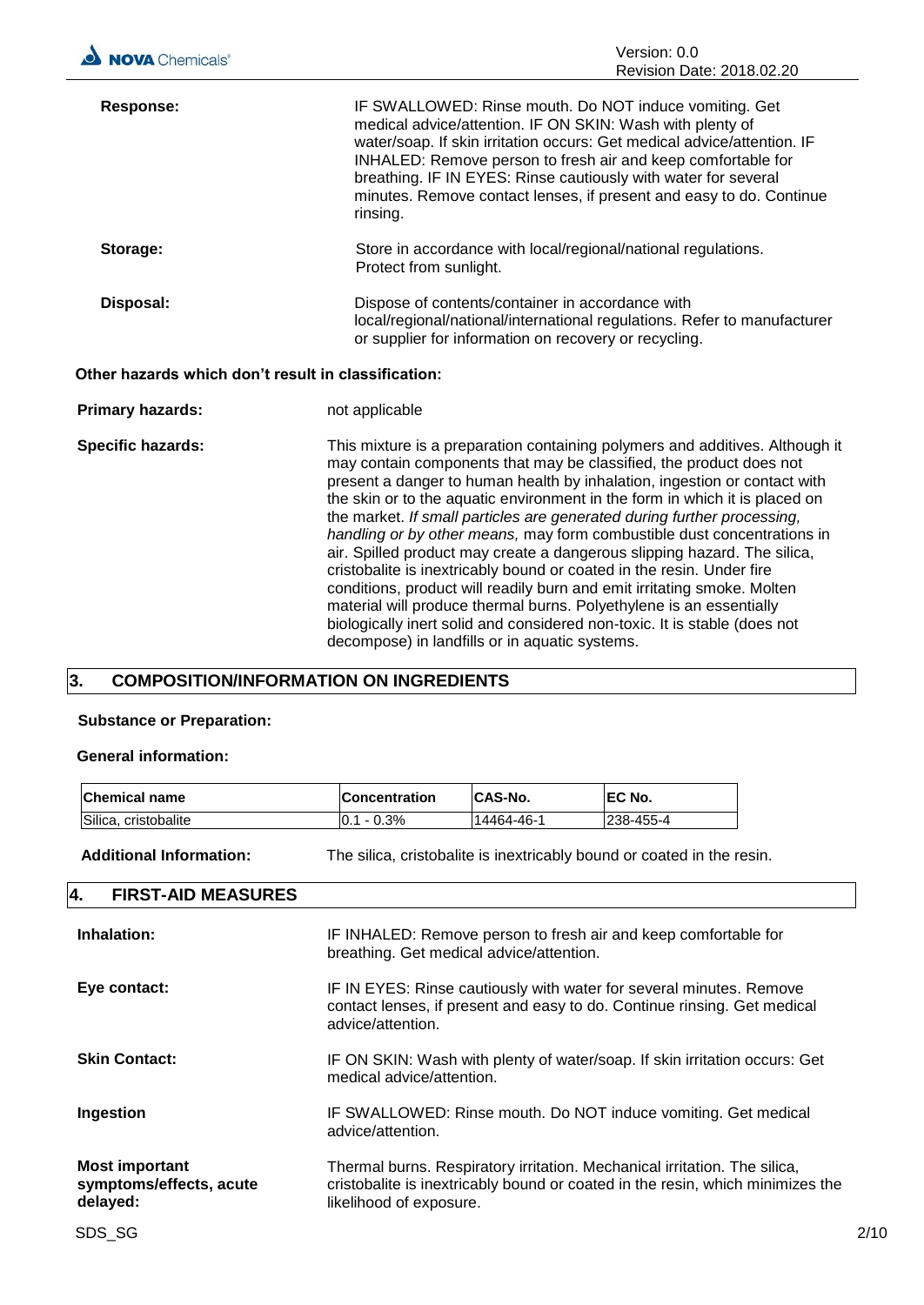**Response:** IF SWALLOWED: Rinse mouth. Do NOT induce vomiting. Get medical advice/attention. IF ON SKIN: Wash with plenty of water/soap. If skin irritation occurs: Get medical advice/attention. IF INHALED: Remove person to fresh air and keep comfortable for breathing. IF IN EYES: Rinse cautiously with water for several minutes. Remove contact lenses, if present and easy to do. Continue rinsing.

**Storage:** Store in accordance with local/regional/national regulations. Protect from sunlight.

**Disposal:** Dispose of contents/container in accordance with local/regional/national/international regulations. Refer to manufacturer or supplier for information on recovery or recycling.

**Other hazards which don't result in classification:**

**Primary hazards:** not applicable

**Specific hazards:** This mixture is a preparation containing polymers and additives. Although it may contain components that may be classified, the product does not present a danger to human health by inhalation, ingestion or contact with the skin or to the aquatic environment in the form in which it is placed on the market. *If small particles are generated during further processing, handling or by other means,* may form combustible dust concentrations in air. Spilled product may create a dangerous slipping hazard. The silica, cristobalite is inextricably bound or coated in the resin. Under fire conditions, product will readily burn and emit irritating smoke. Molten material will produce thermal burns. Polyethylene is an essentially biologically inert solid and considered non-toxic. It is stable (does not decompose) in landfills or in aquatic systems.

## 3. COMPOSITION/INFORMATION ON INGREDIENTS

**Substance or Preparation:**

**General information:**

| Chemical name | Concentration | CAS-No. | EC No. |
|---|---|---|---|
| Silica, cristobalite | 0.1 - 0.3% | 14464-46-1 | 238-455-4 |

**Additional Information:** The silica, cristobalite is inextricably bound or coated in the resin.

## 4. FIRST-AID MEASURES

**Inhalation:** IF INHALED: Remove person to fresh air and keep comfortable for breathing. Get medical advice/attention.

**Eye contact:** IF IN EYES: Rinse cautiously with water for several minutes. Remove contact lenses, if present and easy to do. Continue rinsing. Get medical advice/attention.

**Skin Contact:** IF ON SKIN: Wash with plenty of water/soap. If skin irritation occurs: Get medical advice/attention.

**Ingestion** IF SWALLOWED: Rinse mouth. Do NOT induce vomiting. Get medical advice/attention.

**Most important symptoms/effects, acute delayed:** Thermal burns. Respiratory irritation. Mechanical irritation. The silica, cristobalite is inextricably bound or coated in the resin, which minimizes the likelihood of exposure.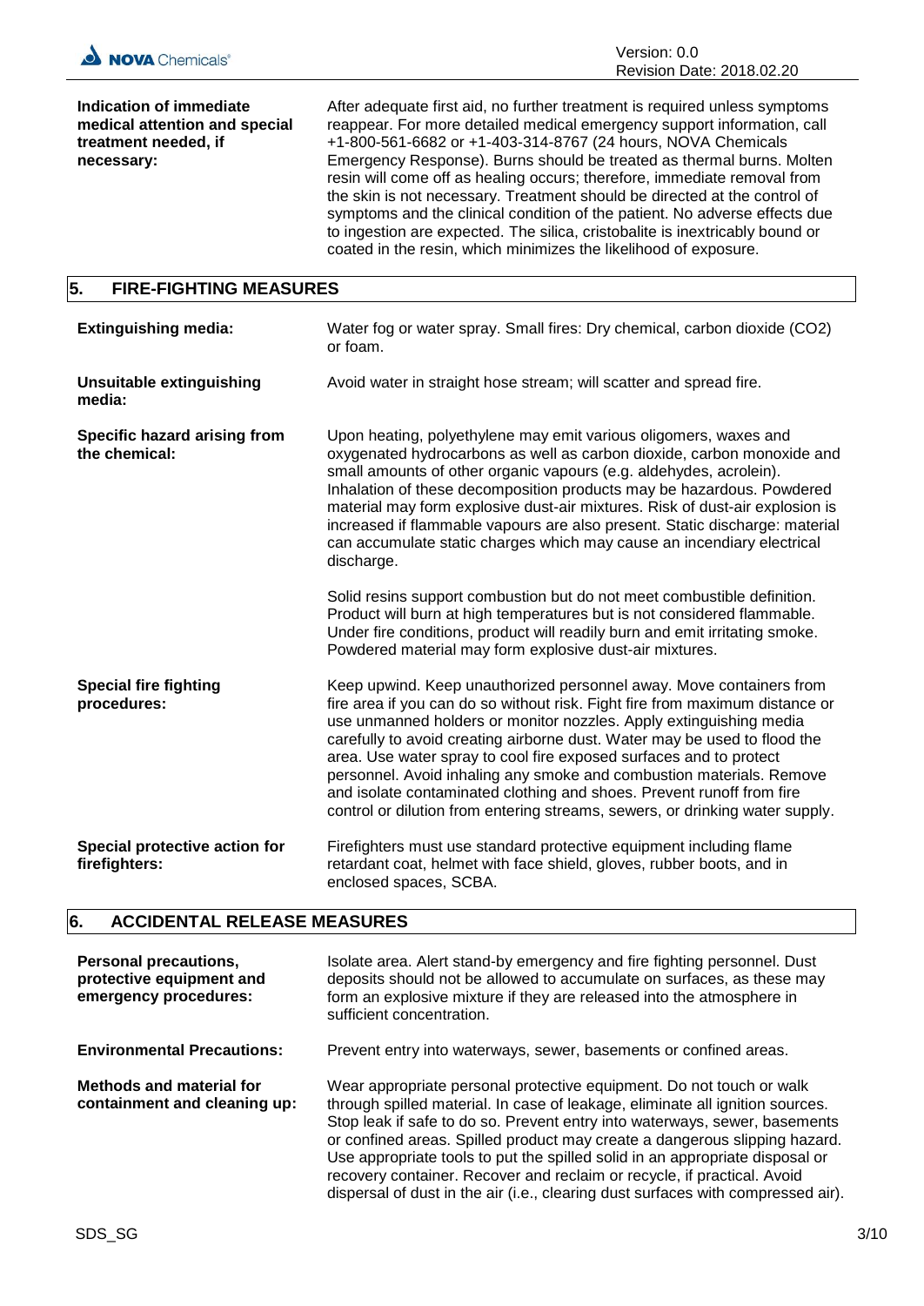**Indication of immediate medical attention and special treatment needed, if necessary:** After adequate first aid, no further treatment is required unless symptoms reappear. For more detailed medical emergency support information, call +1-800-561-6682 or +1-403-314-8767 (24 hours, NOVA Chemicals Emergency Response). Burns should be treated as thermal burns. Molten resin will come off as healing occurs; therefore, immediate removal from the skin is not necessary. Treatment should be directed at the control of symptoms and the clinical condition of the patient. No adverse effects due to ingestion are expected. The silica, cristobalite is inextricably bound or coated in the resin, which minimizes the likelihood of exposure.

## 5. FIRE-FIGHTING MEASURES

**Extinguishing media:** Water fog or water spray. Small fires: Dry chemical, carbon dioxide ($CO_2$) or foam.

**Unsuitable extinguishing media:** Avoid water in straight hose stream; will scatter and spread fire.

**Specific hazard arising from the chemical:** Upon heating, polyethylene may emit various oligomers, waxes and oxygenated hydrocarbons as well as carbon dioxide, carbon monoxide and small amounts of other organic vapours (e.g. aldehydes, acrolein). Inhalation of these decomposition products may be hazardous. Powdered material may form explosive dust-air mixtures. Risk of dust-air explosion is increased if flammable vapours are also present. Static discharge: material can accumulate static charges which may cause an incendiary electrical discharge.

Solid resins support combustion but do not meet combustible definition. Product will burn at high temperatures but is not considered flammable. Under fire conditions, product will readily burn and emit irritating smoke. Powdered material may form explosive dust-air mixtures.

**Special fire fighting procedures:** Keep upwind. Keep unauthorized personnel away. Move containers from fire area if you can do so without risk. Fight fire from maximum distance or use unmanned holders or monitor nozzles. Apply extinguishing media carefully to avoid creating airborne dust. Water may be used to flood the area. Use water spray to cool fire exposed surfaces and to protect personnel. Avoid inhaling any smoke and combustion materials. Remove and isolate contaminated clothing and shoes. Prevent runoff from fire control or dilution from entering streams, sewers, or drinking water supply.

**Special protective action for firefighters:** Firefighters must use standard protective equipment including flame retardant coat, helmet with face shield, gloves, rubber boots, and in enclosed spaces, SCBA.

## 6. ACCIDENTAL RELEASE MEASURES

**Personal precautions, protective equipment and emergency procedures:** Isolate area. Alert stand-by emergency and fire fighting personnel. Dust deposits should not be allowed to accumulate on surfaces, as these may form an explosive mixture if they are released into the atmosphere in sufficient concentration.

**Environmental Precautions:** Prevent entry into waterways, sewer, basements or confined areas.

**Methods and material for containment and cleaning up:** Wear appropriate personal protective equipment. Do not touch or walk through spilled material. In case of leakage, eliminate all ignition sources. Stop leak if safe to do so. Prevent entry into waterways, sewer, basements or confined areas. Spilled product may create a dangerous slipping hazard. Use appropriate tools to put the spilled solid in an appropriate disposal or recovery container. Recover and reclaim or recycle, if practical. Avoid dispersal of dust in the air (i.e., clearing dust surfaces with compressed air).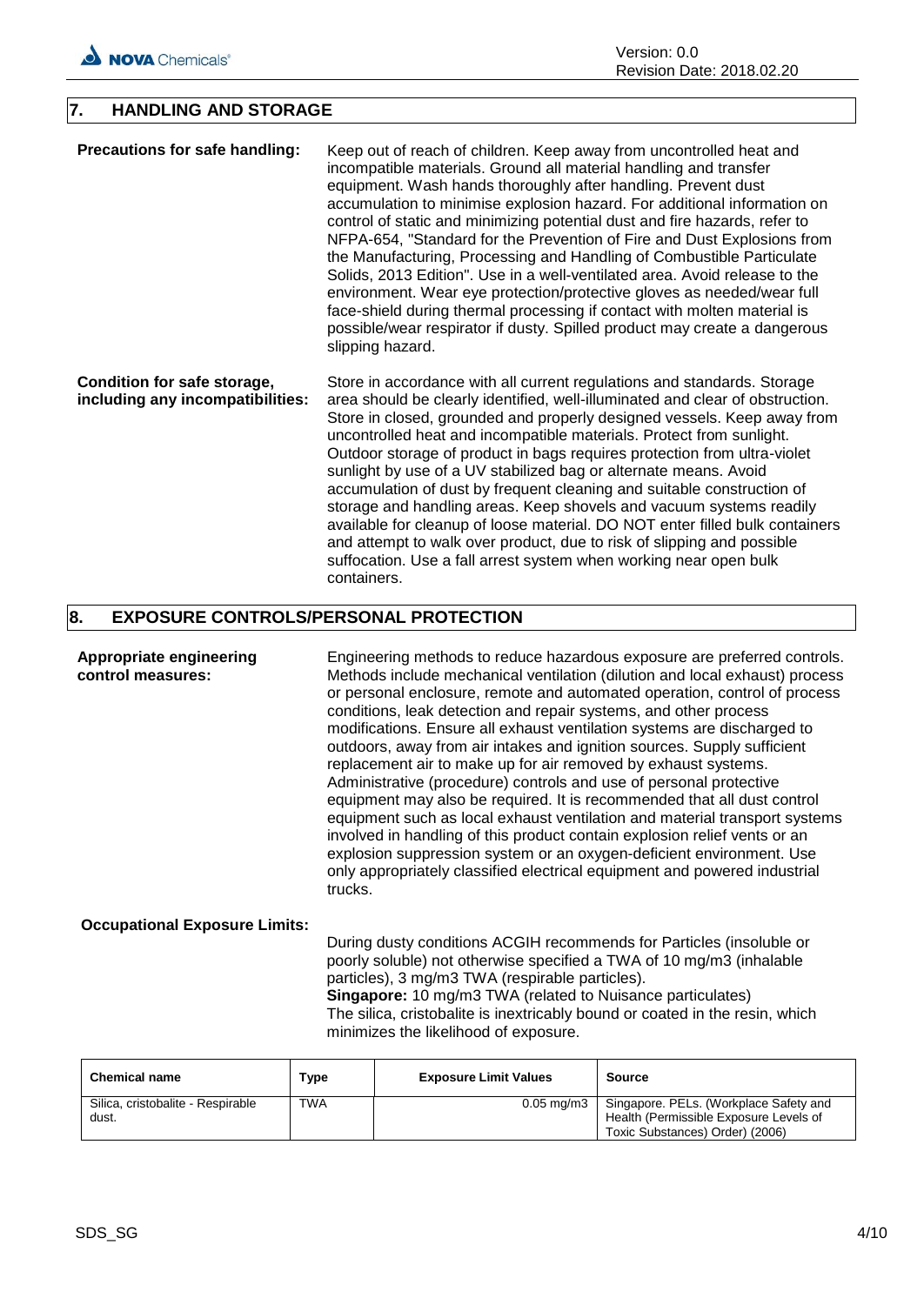## 7. HANDLING AND STORAGE

**Precautions for safe handling:** Keep out of reach of children. Keep away from uncontrolled heat and incompatible materials. Ground all material handling and transfer equipment. Wash hands thoroughly after handling. Prevent dust accumulation to minimise explosion hazard. For additional information on control of static and minimizing potential dust and fire hazards, refer to NFPA-654, "Standard for the Prevention of Fire and Dust Explosions from the Manufacturing, Processing and Handling of Combustible Particulate Solids, 2013 Edition". Use in a well-ventilated area. Avoid release to the environment. Wear eye protection/protective gloves as needed/wear full face-shield during thermal processing if contact with molten material is possible/wear respirator if dusty. Spilled product may create a dangerous slipping hazard.

**Condition for safe storage, including any incompatibilities:** Store in accordance with all current regulations and standards. Storage area should be clearly identified, well-illuminated and clear of obstruction. Store in closed, grounded and properly designed vessels. Keep away from uncontrolled heat and incompatible materials. Protect from sunlight. Outdoor storage of product in bags requires protection from ultra-violet sunlight by use of a UV stabilized bag or alternate means. Avoid accumulation of dust by frequent cleaning and suitable construction of storage and handling areas. Keep shovels and vacuum systems readily available for cleanup of loose material. DO NOT enter filled bulk containers and attempt to walk over product, due to risk of slipping and possible suffocation. Use a fall arrest system when working near open bulk containers.

## 8. EXPOSURE CONTROLS/PERSONAL PROTECTION

**Appropriate engineering control measures:** Engineering methods to reduce hazardous exposure are preferred controls. Methods include mechanical ventilation (dilution and local exhaust) process or personal enclosure, remote and automated operation, control of process conditions, leak detection and repair systems, and other process modifications. Ensure all exhaust ventilation systems are discharged to outdoors, away from air intakes and ignition sources. Supply sufficient replacement air to make up for air removed by exhaust systems. Administrative (procedure) controls and use of personal protective equipment may also be required. It is recommended that all dust control equipment such as local exhaust ventilation and material transport systems involved in handling of this product contain explosion relief vents or an explosion suppression system or an oxygen-deficient environment. Use only appropriately classified electrical equipment and powered industrial trucks.

**Occupational Exposure Limits:**

During dusty conditions ACGIH recommends for Particles (insoluble or poorly soluble) not otherwise specified a TWA of 10 mg/m3 (inhalable particles), 3 mg/m3 TWA (respirable particles).
**Singapore:** 10 mg/m3 TWA (related to Nuisance particulates)
The silica, cristobalite is inextricably bound or coated in the resin, which minimizes the likelihood of exposure.

| Chemical name | Type | Exposure Limit Values | Source |
|---|---|---|---|
| Silica, cristobalite - Respirable dust. | TWA | 0.05 mg/m3 | Singapore. PELs. (Workplace Safety and Health (Permissible Exposure Levels of Toxic Substances) Order) (2006) |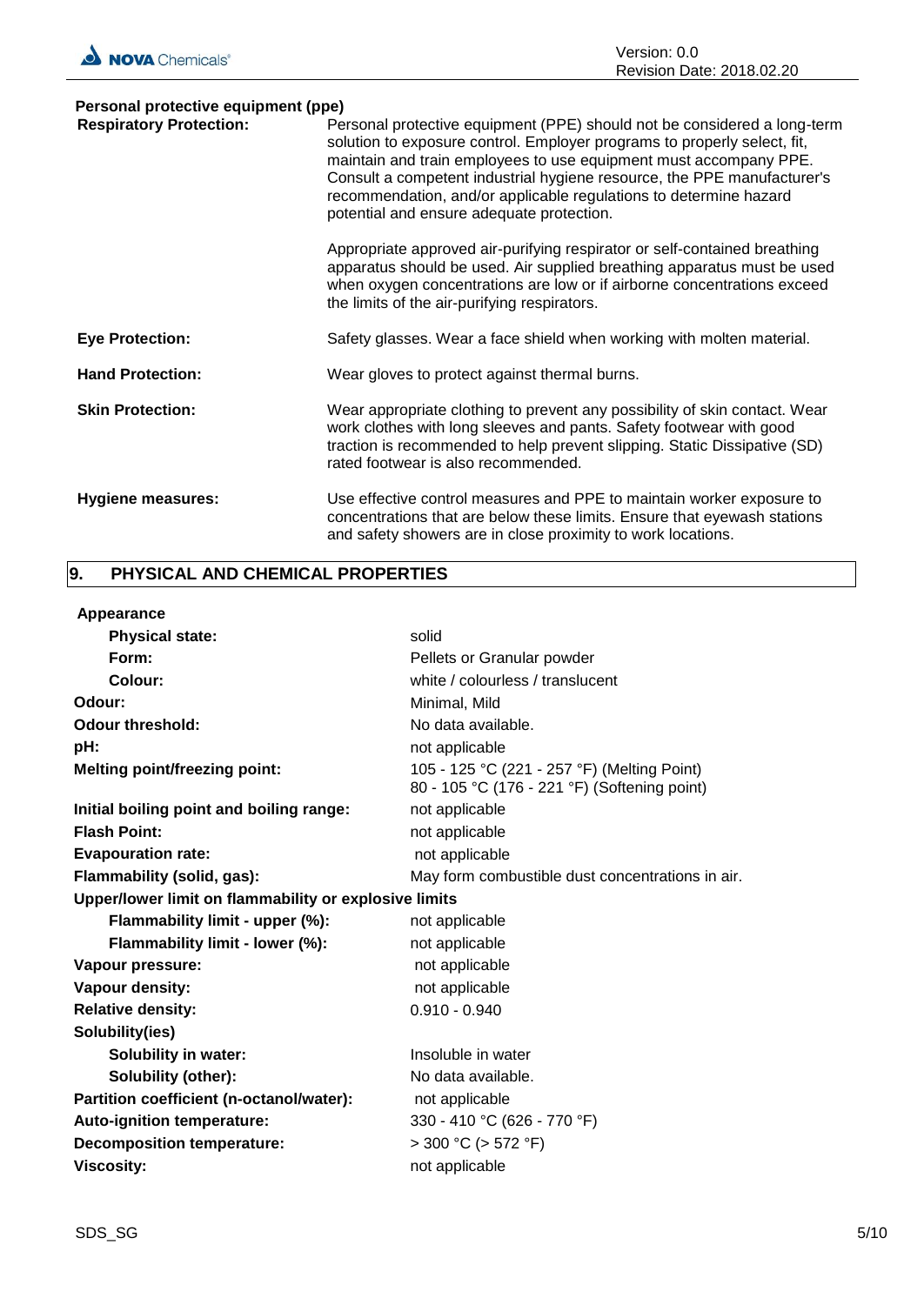**Personal protective equipment (ppe)**

| | |
|---|---|
| **Respiratory Protection:** | Personal protective equipment (PPE) should not be considered a long-term solution to exposure control. Employer programs to properly select, fit, maintain and train employees to use equipment must accompany PPE. Consult a competent industrial hygiene resource, the PPE manufacturer's recommendation, and/or applicable regulations to determine hazard potential and ensure adequate protection.<br><br>Appropriate approved air-purifying respirator or self-contained breathing apparatus should be used. Air supplied breathing apparatus must be used when oxygen concentrations are low or if airborne concentrations exceed the limits of the air-purifying respirators. |
| **Eye Protection:** | Safety glasses. Wear a face shield when working with molten material. |
| **Hand Protection:** | Wear gloves to protect against thermal burns. |
| **Skin Protection:** | Wear appropriate clothing to prevent any possibility of skin contact. Wear work clothes with long sleeves and pants. Safety footwear with good traction is recommended to help prevent slipping. Static Dissipative (SD) rated footwear is also recommended. |
| **Hygiene measures:** | Use effective control measures and PPE to maintain worker exposure to concentrations that are below these limits. Ensure that eyewash stations and safety showers are in close proximity to work locations. |

## 9. PHYSICAL AND CHEMICAL PROPERTIES

| | |
|---|---|
| **Appearance** | |
| **Physical state:** | solid |
| **Form:** | Pellets or Granular powder |
| **Colour:** | white / colourless / translucent |
| **Odour:** | Minimal, Mild |
| **Odour threshold:** | No data available. |
| **pH:** | not applicable |
| **Melting point/freezing point:** | 105 - 125 °C (221 - 257 °F) (Melting Point)<br>80 - 105 °C (176 - 221 °F) (Softening point) |
| **Initial boiling point and boiling range:** | not applicable |
| **Flash Point:** | not applicable |
| **Evapouration rate:** | not applicable |
| **Flammability (solid, gas):** | May form combustible dust concentrations in air. |
| **Upper/lower limit on flammability or explosive limits** | |
| **Flammability limit - upper (%):** | not applicable |
| **Flammability limit - lower (%):** | not applicable |
| **Vapour pressure:** | not applicable |
| **Vapour density:** | not applicable |
| **Relative density:** | 0.910 - 0.940 |
| **Solubility(ies)** | |
| **Solubility in water:** | Insoluble in water |
| **Solubility (other):** | No data available. |
| **Partition coefficient (n-octanol/water):** | not applicable |
| **Auto-ignition temperature:** | 330 - 410 °C (626 - 770 °F) |
| **Decomposition temperature:** | > 300 °C (> 572 °F) |
| **Viscosity:** | not applicable |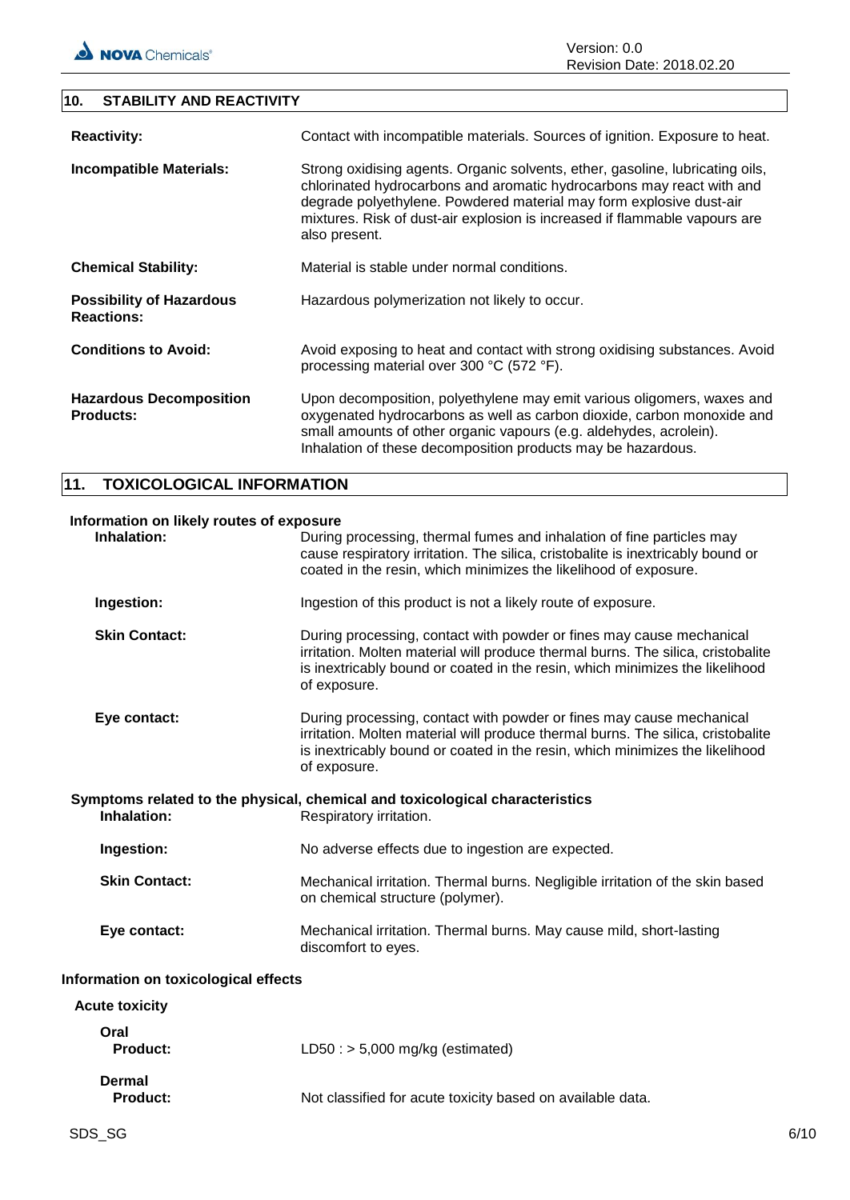## 10. STABILITY AND REACTIVITY

| | |
|---|---|
| **Reactivity:** | Contact with incompatible materials. Sources of ignition. Exposure to heat. |
| **Incompatible Materials:** | Strong oxidising agents. Organic solvents, ether, gasoline, lubricating oils, chlorinated hydrocarbons and aromatic hydrocarbons may react with and degrade polyethylene. Powdered material may form explosive dust-air mixtures. Risk of dust-air explosion is increased if flammable vapours are also present. |
| **Chemical Stability:** | Material is stable under normal conditions. |
| **Possibility of Hazardous Reactions:** | Hazardous polymerization not likely to occur. |
| **Conditions to Avoid:** | Avoid exposing to heat and contact with strong oxidising substances. Avoid processing material over 300 °C (572 °F). |
| **Hazardous Decomposition Products:** | Upon decomposition, polyethylene may emit various oligomers, waxes and oxygenated hydrocarbons as well as carbon dioxide, carbon monoxide and small amounts of other organic vapours (e.g. aldehydes, acrolein). Inhalation of these decomposition products may be hazardous. |

## 11. TOXICOLOGICAL INFORMATION

**Information on likely routes of exposure**

| | |
|---|---|
| **Inhalation:** | During processing, thermal fumes and inhalation of fine particles may cause respiratory irritation. The silica, cristobalite is inextricably bound or coated in the resin, which minimizes the likelihood of exposure. |
| **Ingestion:** | Ingestion of this product is not a likely route of exposure. |
| **Skin Contact:** | During processing, contact with powder or fines may cause mechanical irritation. Molten material will produce thermal burns. The silica, cristobalite is inextricably bound or coated in the resin, which minimizes the likelihood of exposure. |
| **Eye contact:** | During processing, contact with powder or fines may cause mechanical irritation. Molten material will produce thermal burns. The silica, cristobalite is inextricably bound or coated in the resin, which minimizes the likelihood of exposure. |

**Symptoms related to the physical, chemical and toxicological characteristics**

| | |
|---|---|
| **Inhalation:** | Respiratory irritation. |
| **Ingestion:** | No adverse effects due to ingestion are expected. |
| **Skin Contact:** | Mechanical irritation. Thermal burns. Negligible irritation of the skin based on chemical structure (polymer). |
| **Eye contact:** | Mechanical irritation. Thermal burns. May cause mild, short-lasting discomfort to eyes. |

**Information on toxicological effects**

**Acute toxicity**

**Oral**

| | |
|---|---|
| **Product:** | LD50 : > 5,000 mg/kg (estimated) |

**Dermal**

| | |
|---|---|
| **Product:** | Not classified for acute toxicity based on available data. |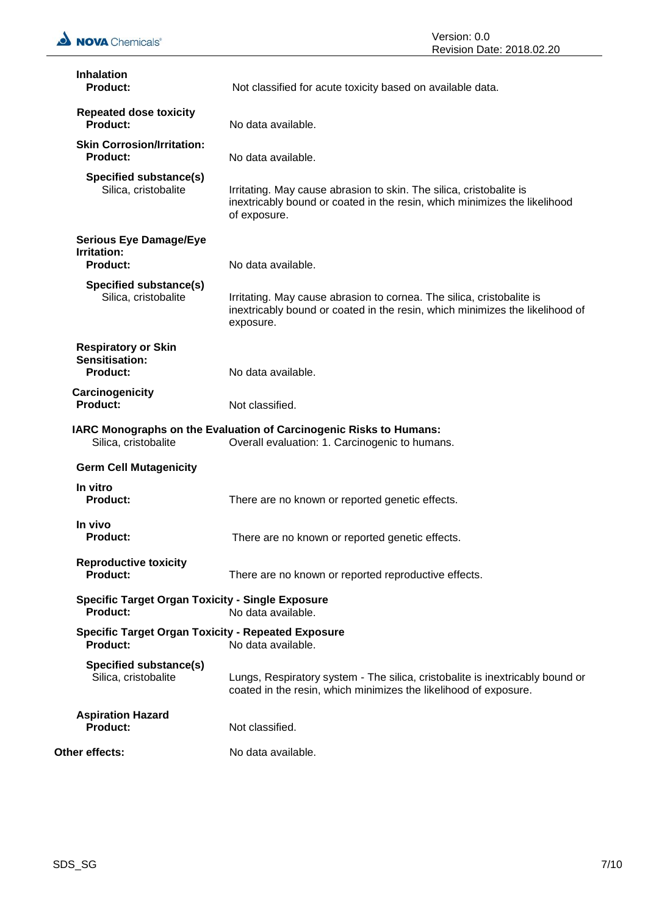**Inhalation**
**Product:** Not classified for acute toxicity based on available data.

**Repeated dose toxicity**
**Product:** No data available.

**Skin Corrosion/Irritation:**
**Product:** No data available.

**Specified substance(s)**
Silica, cristobalite: Irritating. May cause abrasion to skin. The silica, cristobalite is inextricably bound or coated in the resin, which minimizes the likelihood of exposure.

**Serious Eye Damage/Eye Irritation:**
**Product:** No data available.

**Specified substance(s)**
Silica, cristobalite: Irritating. May cause abrasion to cornea. The silica, cristobalite is inextricably bound or coated in the resin, which minimizes the likelihood of exposure.

**Respiratory or Skin Sensitisation:**
**Product:** No data available.

**Carcinogenicity**
**Product:** Not classified.

**IARC Monographs on the Evaluation of Carcinogenic Risks to Humans:**
Silica, cristobalite: Overall evaluation: 1. Carcinogenic to humans.

**Germ Cell Mutagenicity**

**In vitro**
**Product:** There are no known or reported genetic effects.

**In vivo**
**Product:** There are no known or reported genetic effects.

**Reproductive toxicity**
**Product:** There are no known or reported reproductive effects.

**Specific Target Organ Toxicity - Single Exposure**
**Product:** No data available.

**Specific Target Organ Toxicity - Repeated Exposure**
**Product:** No data available.

**Specified substance(s)**
Silica, cristobalite: Lungs, Respiratory system - The silica, cristobalite is inextricably bound or coated in the resin, which minimizes the likelihood of exposure.

**Aspiration Hazard**
**Product:** Not classified.

**Other effects:** No data available.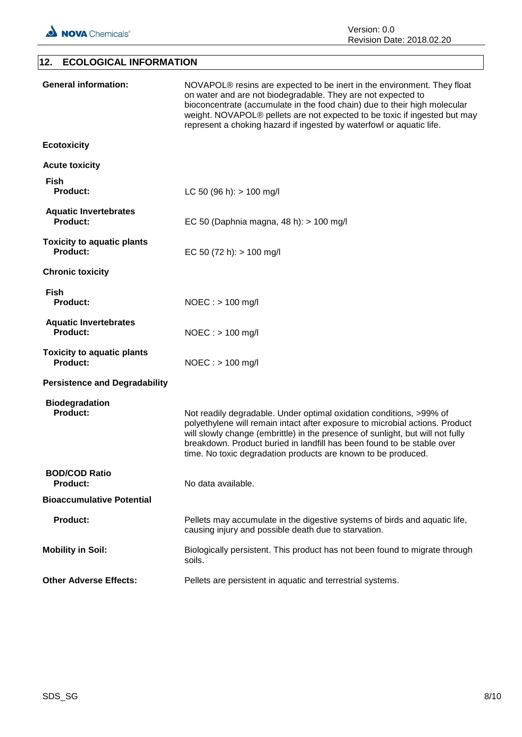## 12. ECOLOGICAL INFORMATION

**General information:** NOVAPOL® resins are expected to be inert in the environment. They float on water and are not biodegradable. They are not expected to bioconcentrate (accumulate in the food chain) due to their high molecular weight. NOVAPOL® pellets are not expected to be toxic if ingested but may represent a choking hazard if ingested by waterfowl or aquatic life.

**Ecotoxicity**

**Acute toxicity**

**Fish**
**Product:** LC 50 (96 h): > 100 mg/l

**Aquatic Invertebrates**
**Product:** EC 50 (Daphnia magna, 48 h): > 100 mg/l

**Toxicity to aquatic plants**
**Product:** EC 50 (72 h): > 100 mg/l

**Chronic toxicity**

**Fish**
**Product:** NOEC : > 100 mg/l

**Aquatic Invertebrates**
**Product:** NOEC : > 100 mg/l

**Toxicity to aquatic plants**
**Product:** NOEC : > 100 mg/l

**Persistence and Degradability**

**Biodegradation**
**Product:** Not readily degradable. Under optimal oxidation conditions, >99% of polyethylene will remain intact after exposure to microbial actions. Product will slowly change (embrittle) in the presence of sunlight, but will not fully breakdown. Product buried in landfill has been found to be stable over time. No toxic degradation products are known to be produced.

**BOD/COD Ratio**
**Product:** No data available.

**Bioaccumulative Potential**

**Product:** Pellets may accumulate in the digestive systems of birds and aquatic life, causing injury and possible death due to starvation.

**Mobility in Soil:** Biologically persistent. This product has not been found to migrate through soils.

**Other Adverse Effects:** Pellets are persistent in aquatic and terrestrial systems.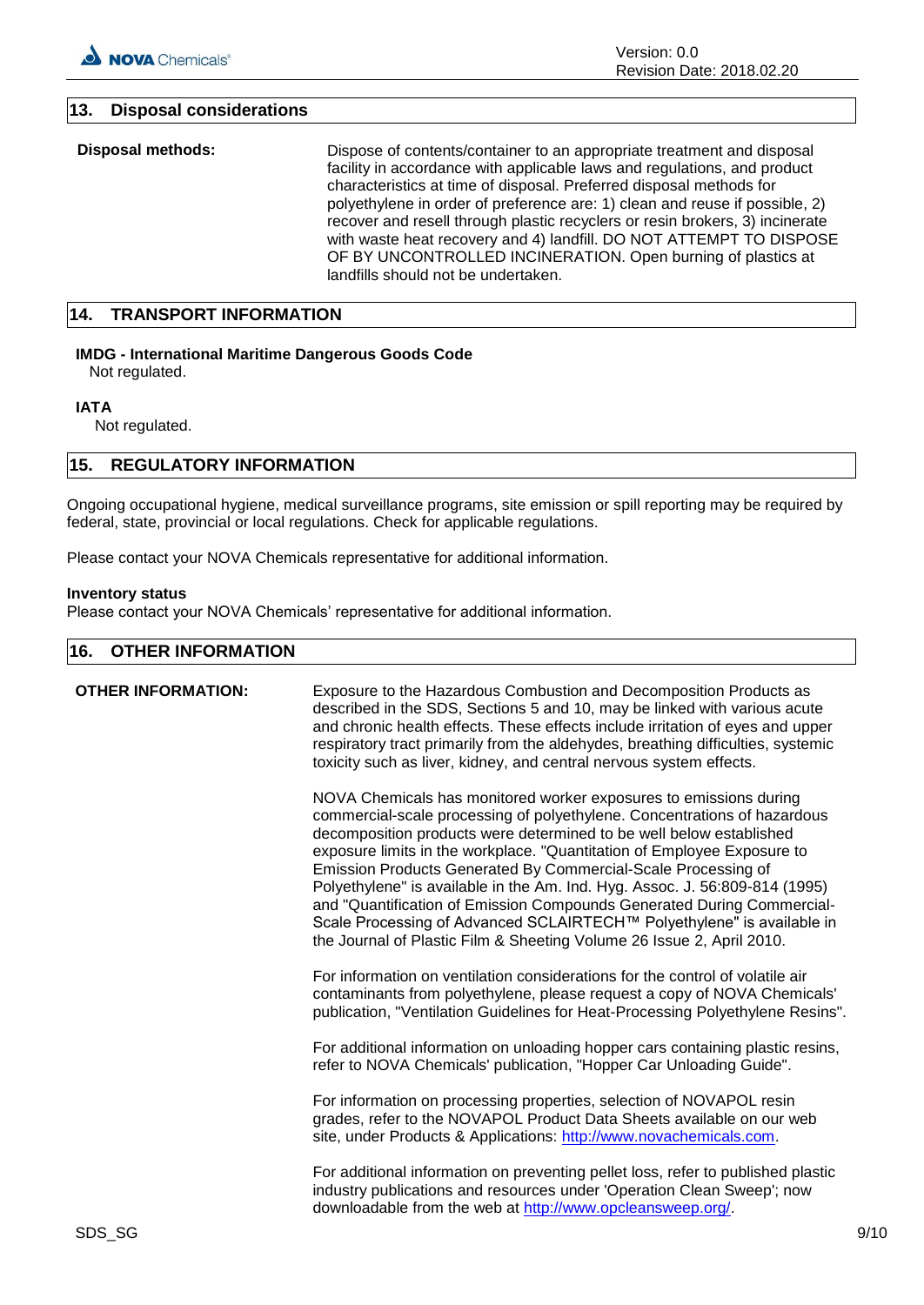## 13. Disposal considerations

**Disposal methods:** Dispose of contents/container to an appropriate treatment and disposal facility in accordance with applicable laws and regulations, and product characteristics at time of disposal. Preferred disposal methods for polyethylene in order of preference are: 1) clean and reuse if possible, 2) recover and resell through plastic recyclers or resin brokers, 3) incinerate with waste heat recovery and 4) landfill. DO NOT ATTEMPT TO DISPOSE OF BY UNCONTROLLED INCINERATION. Open burning of plastics at landfills should not be undertaken.

## 14. TRANSPORT INFORMATION

**IMDG - International Maritime Dangerous Goods Code**
Not regulated.

**IATA**
Not regulated.

## 15. REGULATORY INFORMATION

Ongoing occupational hygiene, medical surveillance programs, site emission or spill reporting may be required by federal, state, provincial or local regulations. Check for applicable regulations.

Please contact your NOVA Chemicals representative for additional information.

**Inventory status**
Please contact your NOVA Chemicals' representative for additional information.

## 16. OTHER INFORMATION

**OTHER INFORMATION:** Exposure to the Hazardous Combustion and Decomposition Products as described in the SDS, Sections 5 and 10, may be linked with various acute and chronic health effects. These effects include irritation of eyes and upper respiratory tract primarily from the aldehydes, breathing difficulties, systemic toxicity such as liver, kidney, and central nervous system effects.

NOVA Chemicals has monitored worker exposures to emissions during commercial-scale processing of polyethylene. Concentrations of hazardous decomposition products were determined to be well below established exposure limits in the workplace. "Quantitation of Employee Exposure to Emission Products Generated By Commercial-Scale Processing of Polyethylene" is available in the Am. Ind. Hyg. Assoc. J. 56:809-814 (1995) and "Quantification of Emission Compounds Generated During Commercial-Scale Processing of Advanced SCLAIRTECH™ Polyethylene" is available in the Journal of Plastic Film & Sheeting Volume 26 Issue 2, April 2010.

For information on ventilation considerations for the control of volatile air contaminants from polyethylene, please request a copy of NOVA Chemicals' publication, "Ventilation Guidelines for Heat-Processing Polyethylene Resins".

For additional information on unloading hopper cars containing plastic resins, refer to NOVA Chemicals' publication, "Hopper Car Unloading Guide".

For information on processing properties, selection of NOVAPOL resin grades, refer to the NOVAPOL Product Data Sheets available on our web site, under Products & Applications: http://www.novachemicals.com.

For additional information on preventing pellet loss, refer to published plastic industry publications and resources under 'Operation Clean Sweep'; now downloadable from the web at http://www.opcleansweep.org/.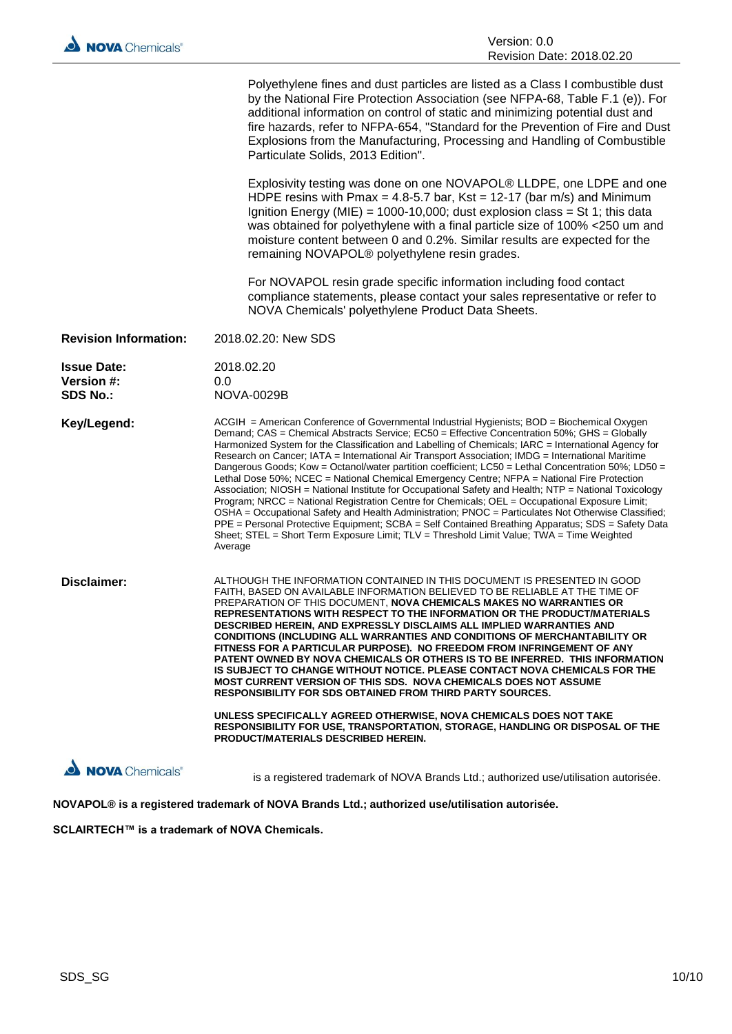Polyethylene fines and dust particles are listed as a Class I combustible dust by the National Fire Protection Association (see NFPA-68, Table F.1 (e)). For additional information on control of static and minimizing potential dust and fire hazards, refer to NFPA-654, "Standard for the Prevention of Fire and Dust Explosions from the Manufacturing, Processing and Handling of Combustible Particulate Solids, 2013 Edition".

Explosivity testing was done on one NOVAPOL® LLDPE, one LDPE and one HDPE resins with Pmax = 4.8-5.7 bar, Kst = 12-17 (bar m/s) and Minimum Ignition Energy (MIE) = 1000-10,000; dust explosion class = St 1; this data was obtained for polyethylene with a final particle size of 100% <250 um and moisture content between 0 and 0.2%. Similar results are expected for the remaining NOVAPOL® polyethylene resin grades.

For NOVAPOL resin grade specific information including food contact compliance statements, please contact your sales representative or refer to NOVA Chemicals' polyethylene Product Data Sheets.

**Revision Information:** 2018.02.20: New SDS

**Issue Date:** 2018.02.20
**Version #:** 0.0
**SDS No.:** NOVA-0029B

**Key/Legend:** ACGIH = American Conference of Governmental Industrial Hygienists; BOD = Biochemical Oxygen Demand; CAS = Chemical Abstracts Service; EC50 = Effective Concentration 50%; GHS = Globally Harmonized System for the Classification and Labelling of Chemicals; IARC = International Agency for Research on Cancer; IATA = International Air Transport Association; IMDG = International Maritime Dangerous Goods; Kow = Octanol/water partition coefficient; LC50 = Lethal Concentration 50%; LD50 = Lethal Dose 50%; NCEC = National Chemical Emergency Centre; NFPA = National Fire Protection Association; NIOSH = National Institute for Occupational Safety and Health; NTP = National Toxicology Program; NRCC = National Registration Centre for Chemicals; OEL = Occupational Exposure Limit; OSHA = Occupational Safety and Health Administration; PNOC = Particulates Not Otherwise Classified; PPE = Personal Protective Equipment; SCBA = Self Contained Breathing Apparatus; SDS = Safety Data Sheet; STEL = Short Term Exposure Limit; TLV = Threshold Limit Value; TWA = Time Weighted Average

**Disclaimer:** ALTHOUGH THE INFORMATION CONTAINED IN THIS DOCUMENT IS PRESENTED IN GOOD FAITH, BASED ON AVAILABLE INFORMATION BELIEVED TO BE RELIABLE AT THE TIME OF PREPARATION OF THIS DOCUMENT, **NOVA CHEMICALS MAKES NO WARRANTIES OR REPRESENTATIONS WITH RESPECT TO THE INFORMATION OR THE PRODUCT/MATERIALS DESCRIBED HEREIN, AND EXPRESSLY DISCLAIMS ALL IMPLIED WARRANTIES AND CONDITIONS (INCLUDING ALL WARRANTIES AND CONDITIONS OF MERCHANTABILITY OR FITNESS FOR A PARTICULAR PURPOSE). NO FREEDOM FROM INFRINGEMENT OF ANY PATENT OWNED BY NOVA CHEMICALS OR OTHERS IS TO BE INFERRED. THIS INFORMATION IS SUBJECT TO CHANGE WITHOUT NOTICE. PLEASE CONTACT NOVA CHEMICALS FOR THE MOST CURRENT VERSION OF THIS SDS. NOVA CHEMICALS DOES NOT ASSUME RESPONSIBILITY FOR SDS OBTAINED FROM THIRD PARTY SOURCES.**

**UNLESS SPECIFICALLY AGREED OTHERWISE, NOVA CHEMICALS DOES NOT TAKE RESPONSIBILITY FOR USE, TRANSPORTATION, STORAGE, HANDLING OR DISPOSAL OF THE PRODUCT/MATERIALS DESCRIBED HEREIN.**

NOVA Chemicals® is a registered trademark of NOVA Brands Ltd.; authorized use/utilisation autorisée.

**NOVAPOL® is a registered trademark of NOVA Brands Ltd.; authorized use/utilisation autorisée.**

**SCLAIRTECH™ is a trademark of NOVA Chemicals.**